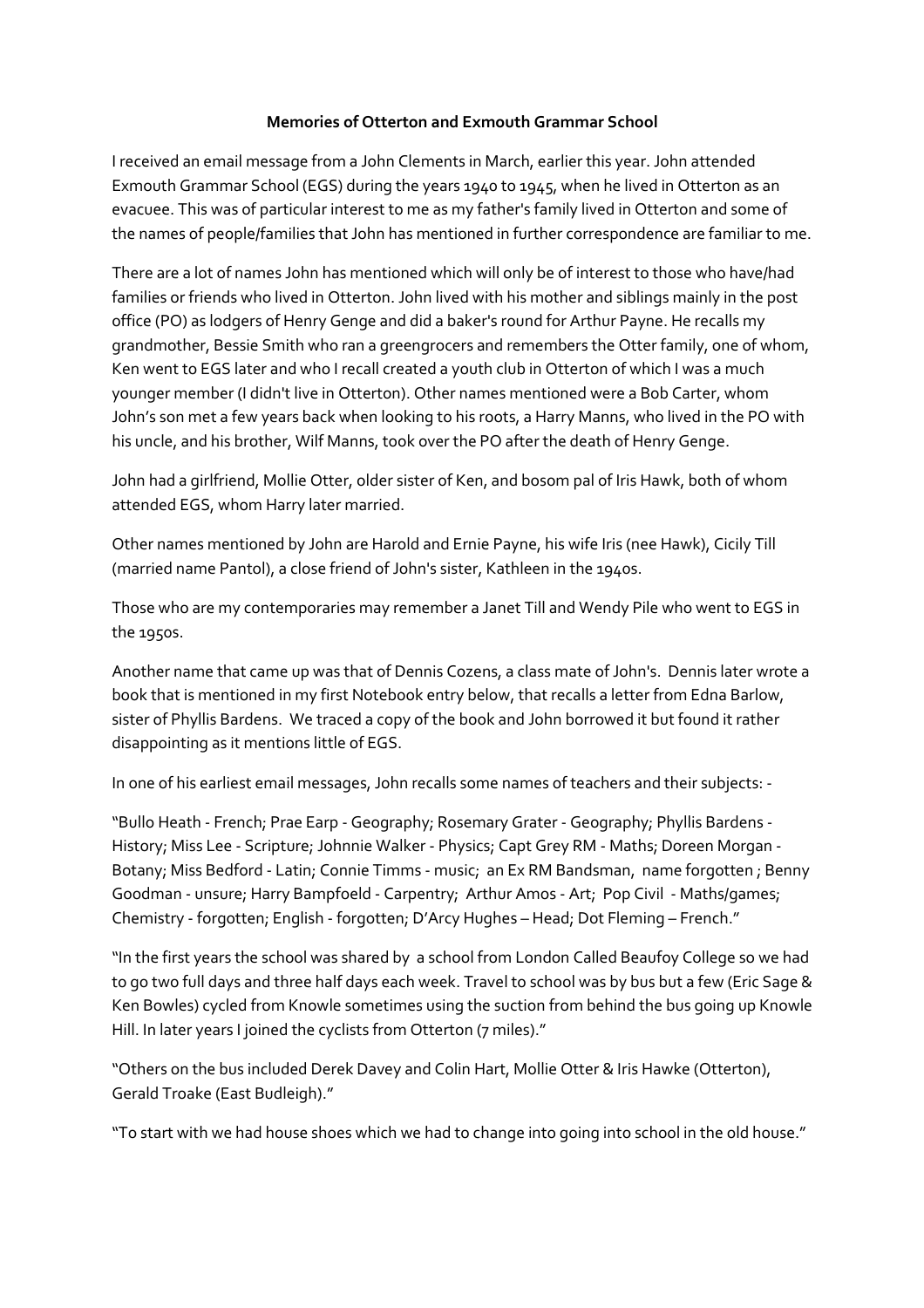**Memories of Otterton and Exmouth Grammar School**

I received an email message from a John Clements in March, earlier this year. John attended Exmouth Grammar School (EGS) during the years 1940 to 1945, when he lived in Otterton as an evacuee. This was of particular interest to me as my father's family lived in Otterton and some of the names of people/families that John has mentioned in further correspondence are familiar to me.

There are a lot of names John has mentioned which will only be of interest to those who have/had families or friends who lived in Otterton. John lived with his mother and siblings mainly in the post office (PO) as lodgers of Henry Genge and did a baker's round for Arthur Payne. He recalls my grandmother, Bessie Smith who ran a greengrocers and remembers the Otter family, one of whom, Ken went to EGS later and who I recall created a youth club in Otterton of which I was a much younger member (I didn't live in Otterton). Other names mentioned were a Bob Carter, whom John's son met a few years back when looking to his roots, a Harry Manns, who lived in the PO with his uncle, and his brother, Wilf Manns, took over the PO after the death of Henry Genge.

John had a girlfriend, Mollie Otter, older sister of Ken, and bosom pal of Iris Hawk, both of whom attended EGS, whom Harry later married.

Other names mentioned by John are Harold and Ernie Payne, his wife Iris (nee Hawk), Cicily Till (married name Pantol), a close friend of John's sister, Kathleen in the 1940s.

Those who are my contemporaries may remember a Janet Till and Wendy Pile who went to EGS in the 1950s.

Another name that came up was that of Dennis Cozens, a class mate of John's. Dennis later wrote a book that is mentioned in my first Notebook entry below, that recalls a letter from Edna Barlow, sister of Phyllis Bardens. We traced a copy of the book and John borrowed it but found it rather disappointing as it mentions little of EGS.

In one of his earliest email messages, John recalls some names of teachers and their subjects: -

"Bullo Heath - French; Prae Earp - Geography; Rosemary Grater - Geography; Phyllis Bardens - History; Miss Lee - Scripture; Johnnie Walker - Physics; Capt Grey RM - Maths; Doreen Morgan - Botany; Miss Bedford - Latin; Connie Timms - music; an Ex RM Bandsman, name forgotten ; Benny Goodman - unsure; Harry Bampfoeld - Carpentry; Arthur Amos - Art; Pop Civil - Maths/games; Chemistry - forgotten; English - forgotten; D'Arcy Hughes – Head; Dot Fleming – French."

"In the first years the school was shared by a school from London Called Beaufoy College so we had to go two full days and three half days each week. Travel to school was by bus but a few (Eric Sage & Ken Bowles) cycled from Knowle sometimes using the suction from behind the bus going up Knowle Hill. In later years I joined the cyclists from Otterton (7 miles)."

"Others on the bus included Derek Davey and Colin Hart, Mollie Otter & Iris Hawke (Otterton), Gerald Troake (East Budleigh)."

"To start with we had house shoes which we had to change into going into school in the old house."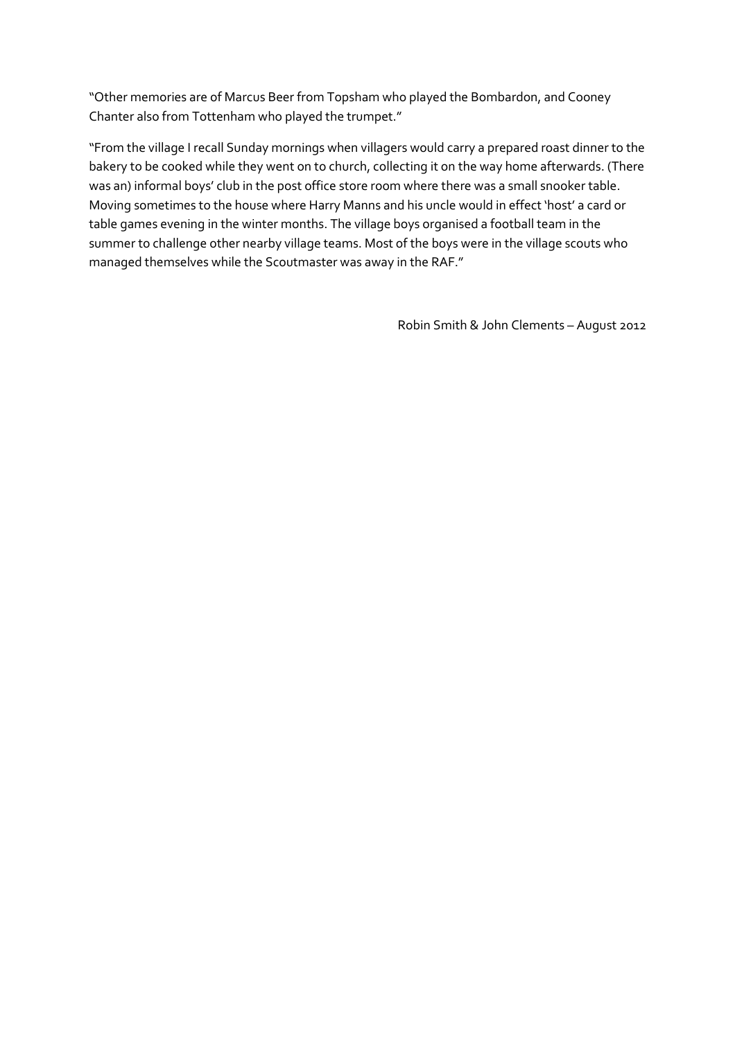"Other memories are of Marcus Beer from Topsham who played the Bombardon, and Cooney Chanter also from Tottenham who played the trumpet."

"From the village I recall Sunday mornings when villagers would carry a prepared roast dinner to the bakery to be cooked while they went on to church, collecting it on the way home afterwards. (There was an) informal boys' club in the post office store room where there was a small snooker table. Moving sometimes to the house where Harry Manns and his uncle would in effect 'host' a card or table games evening in the winter months. The village boys organised a football team in the summer to challenge other nearby village teams. Most of the boys were in the village scouts who managed themselves while the Scoutmaster was away in the RAF."

Robin Smith & John Clements – August 2012